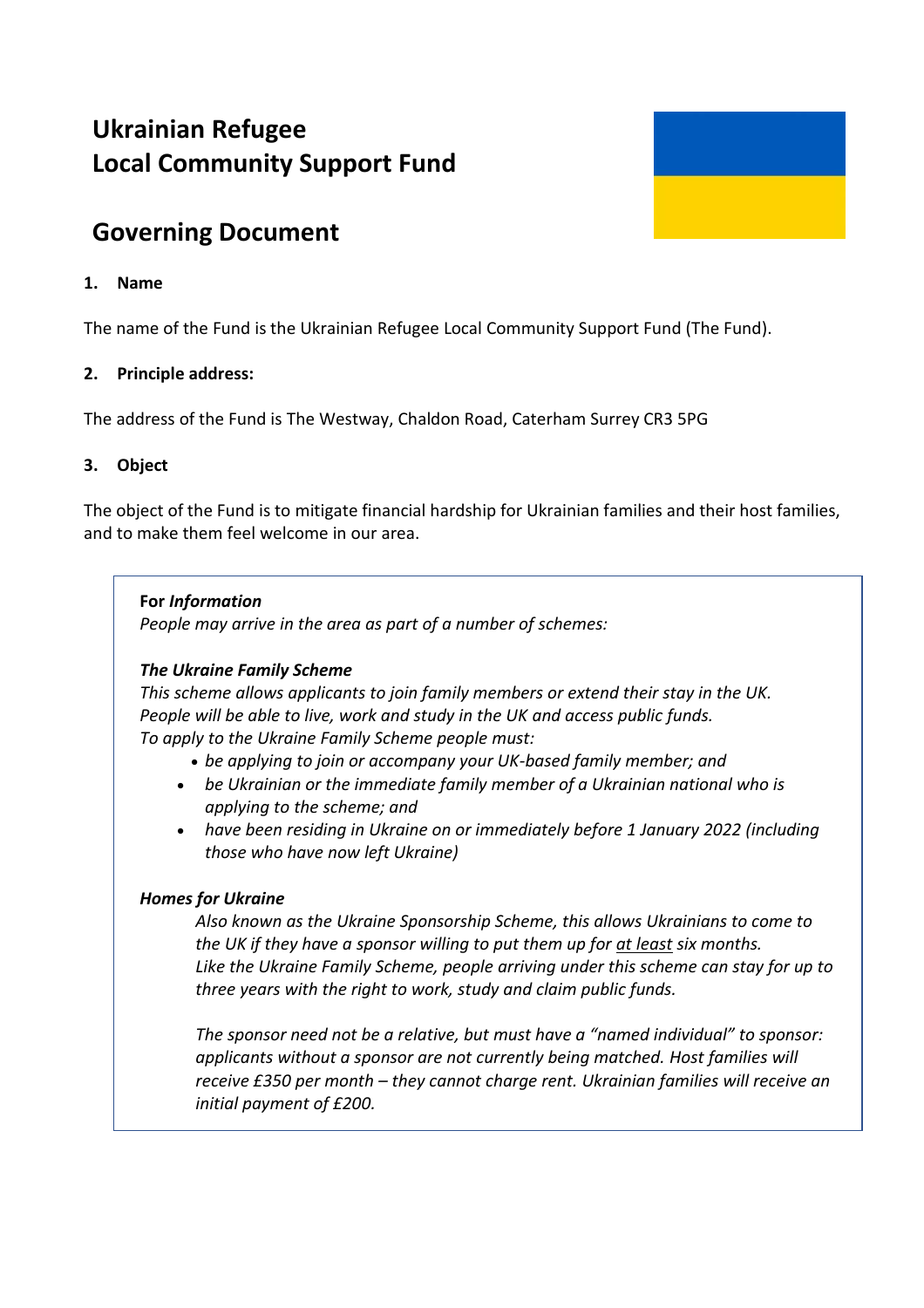# Ukrainian Refugee Local Community Support Fund

# Governing Document

**1. Name**

The name of the Fund is the Ukrainian Refugee Local Community Support Fund (The Fund).

**2. Principle address:**

The address of the Fund is The Westway, Chaldon Road, Caterham Surrey CR3 5PG

**3. Object**

The object of the Fund is to mitigate financial hardship for Ukrainian families and their host families, and to make them feel welcome in our area.

**For** ***Information***

*People may arrive in the area as part of a number of schemes:*

***The Ukraine Family Scheme***

*This scheme allows applicants to join family members or extend their stay in the UK. People will be able to live, work and study in the UK and access public funds. To apply to the Ukraine Family Scheme people must:*

- *be applying to join or accompany your UK-based family member; and*
- *be Ukrainian or the immediate family member of a Ukrainian national who is applying to the scheme; and*
- *have been residing in Ukraine on or immediately before 1 January 2022 (including those who have now left Ukraine)*

***Homes for Ukraine***

*Also known as the Ukraine Sponsorship Scheme, this allows Ukrainians to come to the UK if they have a sponsor willing to put them up for at least six months. Like the Ukraine Family Scheme, people arriving under this scheme can stay for up to three years with the right to work, study and claim public funds.*

*The sponsor need not be a relative, but must have a "named individual" to sponsor: applicants without a sponsor are not currently being matched. Host families will receive £350 per month – they cannot charge rent. Ukrainian families will receive an initial payment of £200.*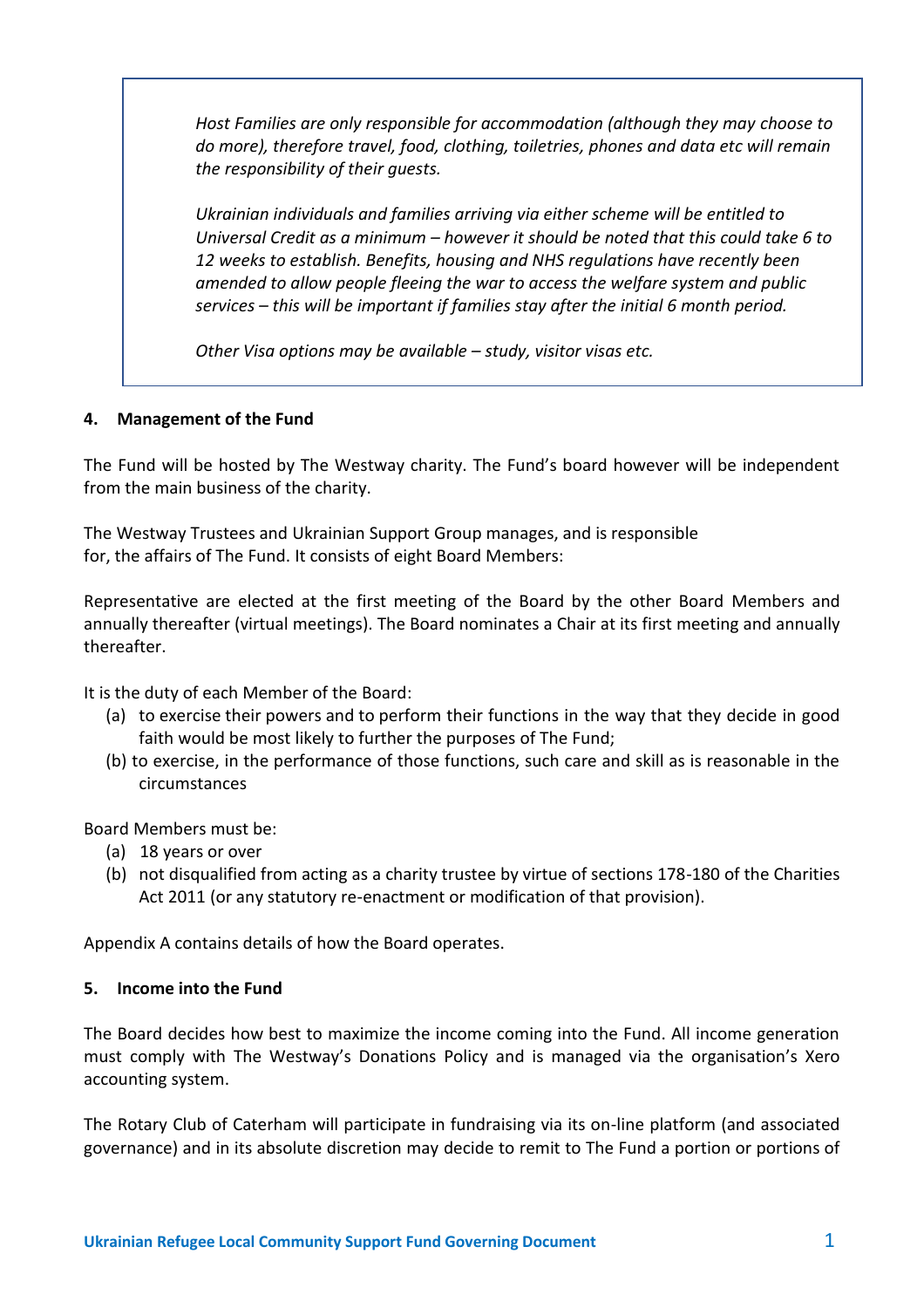> *Host Families are only responsible for accommodation (although they may choose to do more), therefore travel, food, clothing, toiletries, phones and data etc will remain the responsibility of their guests.*
>
> *Ukrainian individuals and families arriving via either scheme will be entitled to Universal Credit as a minimum – however it should be noted that this could take 6 to 12 weeks to establish. Benefits, housing and NHS regulations have recently been amended to allow people fleeing the war to access the welfare system and public services – this will be important if families stay after the initial 6 month period.*
>
> *Other Visa options may be available – study, visitor visas etc.*

**4. Management of the Fund**

The Fund will be hosted by The Westway charity. The Fund's board however will be independent from the main business of the charity.

The Westway Trustees and Ukrainian Support Group manages, and is responsible for, the affairs of The Fund. It consists of eight Board Members:

Representative are elected at the first meeting of the Board by the other Board Members and annually thereafter (virtual meetings). The Board nominates a Chair at its first meeting and annually thereafter.

It is the duty of each Member of the Board:

(a) to exercise their powers and to perform their functions in the way that they decide in good faith would be most likely to further the purposes of The Fund;

(b) to exercise, in the performance of those functions, such care and skill as is reasonable in the circumstances

Board Members must be:

(a) 18 years or over

(b) not disqualified from acting as a charity trustee by virtue of sections 178-180 of the Charities Act 2011 (or any statutory re-enactment or modification of that provision).

Appendix A contains details of how the Board operates.

**5. Income into the Fund**

The Board decides how best to maximize the income coming into the Fund. All income generation must comply with The Westway's Donations Policy and is managed via the organisation's Xero accounting system.

The Rotary Club of Caterham will participate in fundraising via its on-line platform (and associated governance) and in its absolute discretion may decide to remit to The Fund a portion or portions of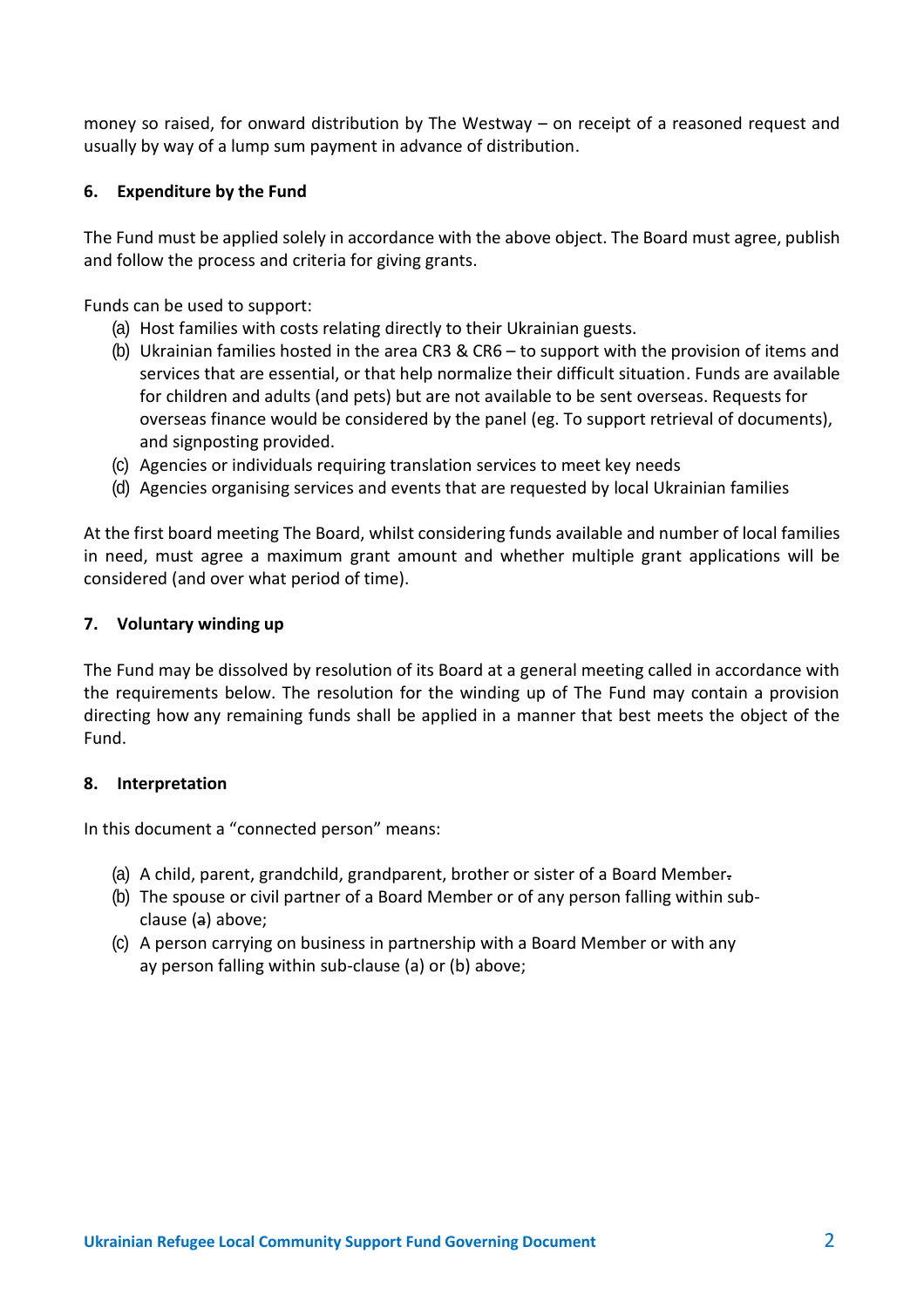money so raised, for onward distribution by The Westway – on receipt of a reasoned request and usually by way of a lump sum payment in advance of distribution.

**6. Expenditure by the Fund**

The Fund must be applied solely in accordance with the above object. The Board must agree, publish and follow the process and criteria for giving grants.

Funds can be used to support:

(a) Host families with costs relating directly to their Ukrainian guests.
(b) Ukrainian families hosted in the area CR3 & CR6 – to support with the provision of items and services that are essential, or that help normalize their difficult situation. Funds are available for children and adults (and pets) but are not available to be sent overseas. Requests for overseas finance would be considered by the panel (eg. To support retrieval of documents), and signposting provided.
(c) Agencies or individuals requiring translation services to meet key needs
(d) Agencies organising services and events that are requested by local Ukrainian families

At the first board meeting The Board, whilst considering funds available and number of local families in need, must agree a maximum grant amount and whether multiple grant applications will be considered (and over what period of time).

**7. Voluntary winding up**

The Fund may be dissolved by resolution of its Board at a general meeting called in accordance with the requirements below. The resolution for the winding up of The Fund may contain a provision directing how any remaining funds shall be applied in a manner that best meets the object of the Fund.

**8. Interpretation**

In this document a "connected person" means:

(a) A child, parent, grandchild, grandparent, brother or sister of a Board Member.
(b) The spouse or civil partner of a Board Member or of any person falling within sub-clause (a) above;
(c) A person carrying on business in partnership with a Board Member or with any ay person falling within sub-clause (a) or (b) above;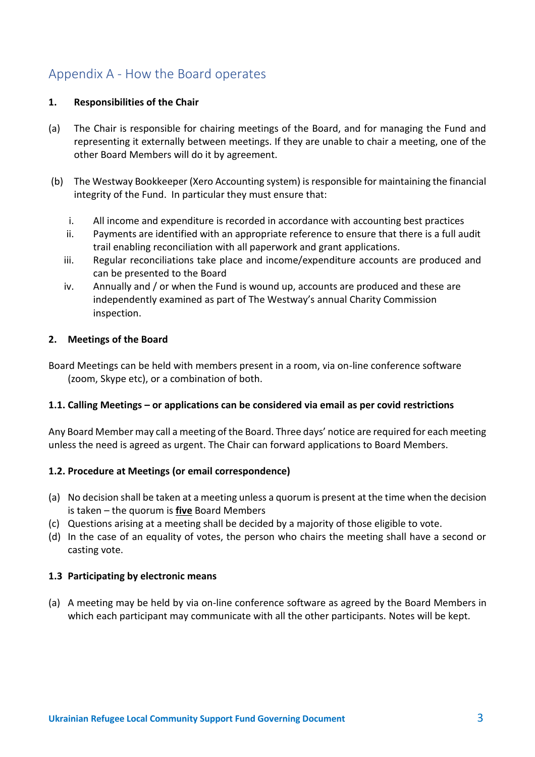## Appendix A - How the Board operates

**1. Responsibilities of the Chair**

(a) The Chair is responsible for chairing meetings of the Board, and for managing the Fund and representing it externally between meetings. If they are unable to chair a meeting, one of the other Board Members will do it by agreement.

(b) The Westway Bookkeeper (Xero Accounting system) is responsible for maintaining the financial integrity of the Fund. In particular they must ensure that:

i. All income and expenditure is recorded in accordance with accounting best practices
ii. Payments are identified with an appropriate reference to ensure that there is a full audit trail enabling reconciliation with all paperwork and grant applications.
iii. Regular reconciliations take place and income/expenditure accounts are produced and can be presented to the Board
iv. Annually and / or when the Fund is wound up, accounts are produced and these are independently examined as part of The Westway's annual Charity Commission inspection.

**2. Meetings of the Board**

Board Meetings can be held with members present in a room, via on-line conference software (zoom, Skype etc), or a combination of both.

**1.1. Calling Meetings – or applications can be considered via email as per covid restrictions**

Any Board Member may call a meeting of the Board. Three days' notice are required for each meeting unless the need is agreed as urgent. The Chair can forward applications to Board Members.

**1.2. Procedure at Meetings (or email correspondence)**

(a) No decision shall be taken at a meeting unless a quorum is present at the time when the decision is taken – the quorum is **five** Board Members
(c) Questions arising at a meeting shall be decided by a majority of those eligible to vote.
(d) In the case of an equality of votes, the person who chairs the meeting shall have a second or casting vote.

**1.3 Participating by electronic means**

(a) A meeting may be held by via on-line conference software as agreed by the Board Members in which each participant may communicate with all the other participants. Notes will be kept.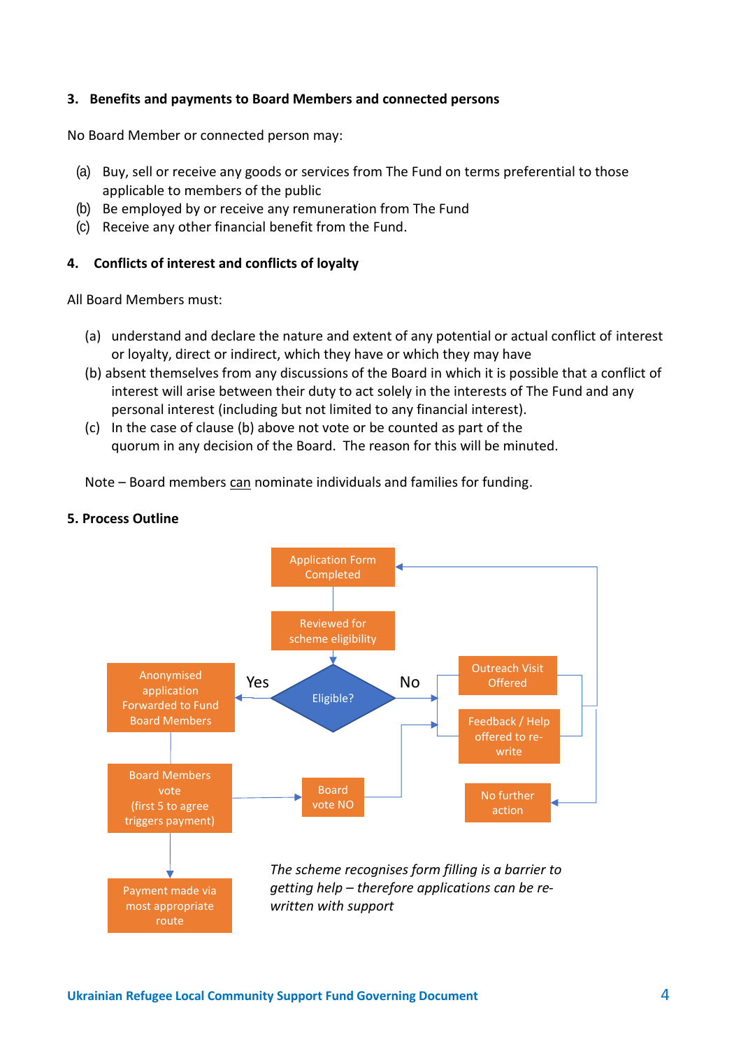### 3. Benefits and payments to Board Members and connected persons

No Board Member or connected person may:

(a) Buy, sell or receive any goods or services from The Fund on terms preferential to those applicable to members of the public
(b) Be employed by or receive any remuneration from The Fund
(c) Receive any other financial benefit from the Fund.

### 4. Conflicts of interest and conflicts of loyalty

All Board Members must:

(a) understand and declare the nature and extent of any potential or actual conflict of interest or loyalty, direct or indirect, which they have or which they may have
(b) absent themselves from any discussions of the Board in which it is possible that a conflict of interest will arise between their duty to act solely in the interests of The Fund and any personal interest (including but not limited to any financial interest).
(c) In the case of clause (b) above not vote or be counted as part of the quorum in any decision of the Board. The reason for this will be minuted.

Note – Board members can nominate individuals and families for funding.

### 5. Process Outline

Application Form Completed

Reviewed for scheme eligibility

Eligible?

Yes

No

Anonymised application Forwarded to Fund Board Members

Outreach Visit Offered

Feedback / Help offered to re-write

Board Members vote (first 5 to agree triggers payment)

Board vote NO

No further action

Payment made via most appropriate route

*The scheme recognises form filling is a barrier to getting help – therefore applications can be re-written with support*